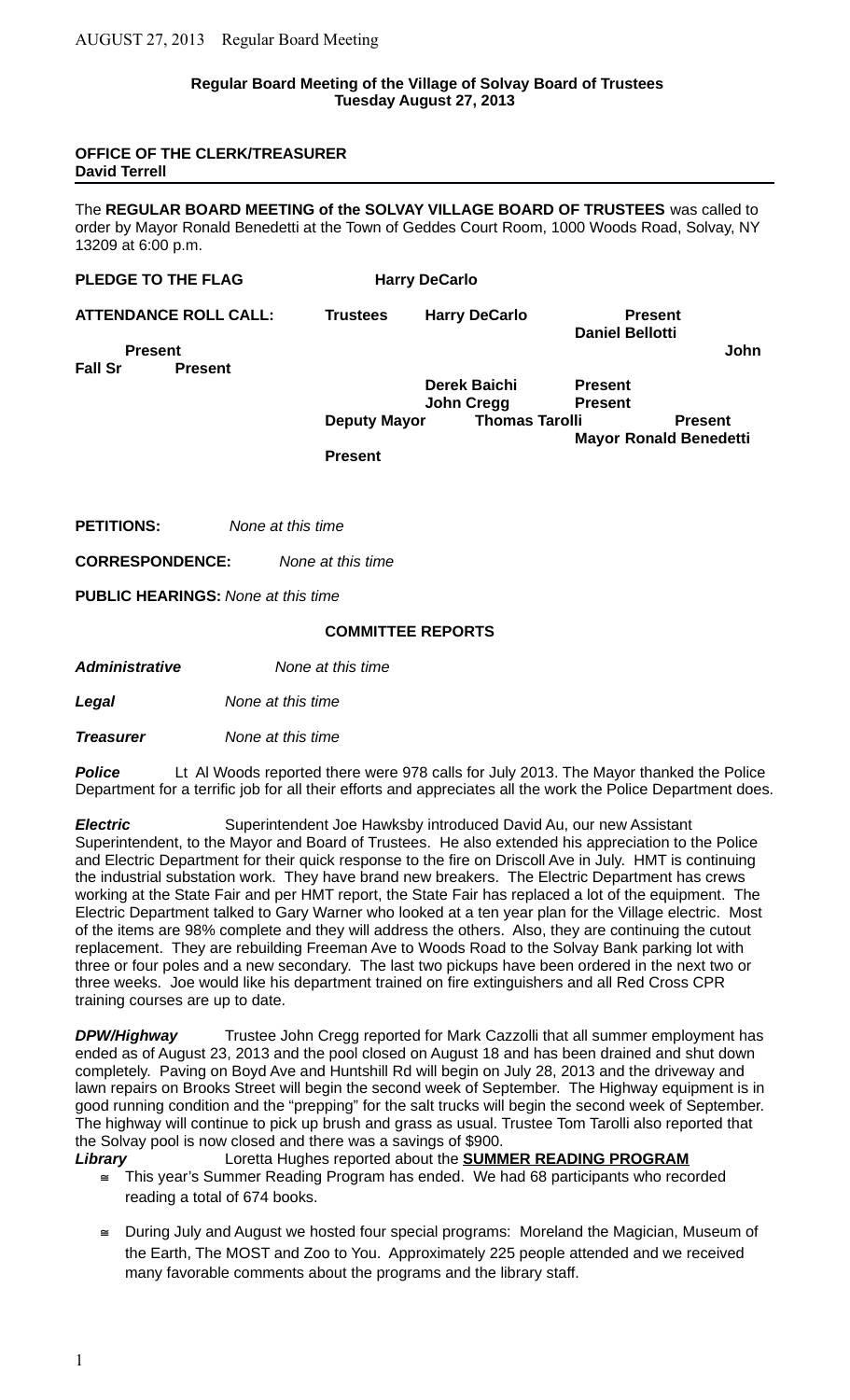**Regular Board Meeting of the Village of Solvay Board of Trustees**
**Tuesday August 27, 2013**

**OFFICE OF THE CLERK/TREASURER**
**David Terrell**

---

The **REGULAR BOARD MEETING of the SOLVAY VILLAGE BOARD OF TRUSTEES** was called to order by Mayor Ronald Benedetti at the Town of Geddes Court Room, 1000 Woods Road, Solvay, NY 13209 at 6:00 p.m.

**PLEDGE TO THE FLAG** **Harry DeCarlo**

**ATTENDANCE ROLL CALL:**

| | | |
|---|---|---|
| **Trustees** | **Harry DeCarlo** | **Present** |
| | **Daniel Bellotti** | **Present** |
| | **John Fall Sr** | **Present** |
| | **Derek Baichi** | **Present** |
| | **John Cregg** | **Present** |
| **Deputy Mayor** | **Thomas Tarolli** | **Present** |
| | **Mayor Ronald Benedetti** | **Present** |

**PETITIONS:** *None at this time*

**CORRESPONDENCE:** *None at this time*

**PUBLIC HEARINGS:** *None at this time*

## COMMITTEE REPORTS

***Administrative*** *None at this time*

***Legal*** *None at this time*

***Treasurer*** *None at this time*

***Police*** Lt Al Woods reported there were 978 calls for July 2013. The Mayor thanked the Police Department for a terrific job for all their efforts and appreciates all the work the Police Department does.

***Electric*** Superintendent Joe Hawksby introduced David Au, our new Assistant Superintendent, to the Mayor and Board of Trustees. He also extended his appreciation to the Police and Electric Department for their quick response to the fire on Driscoll Ave in July. HMT is continuing the industrial substation work. They have brand new breakers. The Electric Department has crews working at the State Fair and per HMT report, the State Fair has replaced a lot of the equipment. The Electric Department talked to Gary Warner who looked at a ten year plan for the Village electric. Most of the items are 98% complete and they will address the others. Also, they are continuing the cutout replacement. They are rebuilding Freeman Ave to Woods Road to the Solvay Bank parking lot with three or four poles and a new secondary. The last two pickups have been ordered in the next two or three weeks. Joe would like his department trained on fire extinguishers and all Red Cross CPR training courses are up to date.

***DPW/Highway*** Trustee John Cregg reported for Mark Cazzolli that all summer employment has ended as of August 23, 2013 and the pool closed on August 18 and has been drained and shut down completely. Paving on Boyd Ave and Huntshill Rd will begin on July 28, 2013 and the driveway and lawn repairs on Brooks Street will begin the second week of September. The Highway equipment is in good running condition and the "prepping" for the salt trucks will begin the second week of September. The highway will continue to pick up brush and grass as usual. Trustee Tom Tarolli also reported that the Solvay pool is now closed and there was a savings of $900.

***Library*** Loretta Hughes reported about the **SUMMER READING PROGRAM**

- This year's Summer Reading Program has ended. We had 68 participants who recorded reading a total of 674 books.
- During July and August we hosted four special programs: Moreland the Magician, Museum of the Earth, The MOST and Zoo to You. Approximately 225 people attended and we received many favorable comments about the programs and the library staff.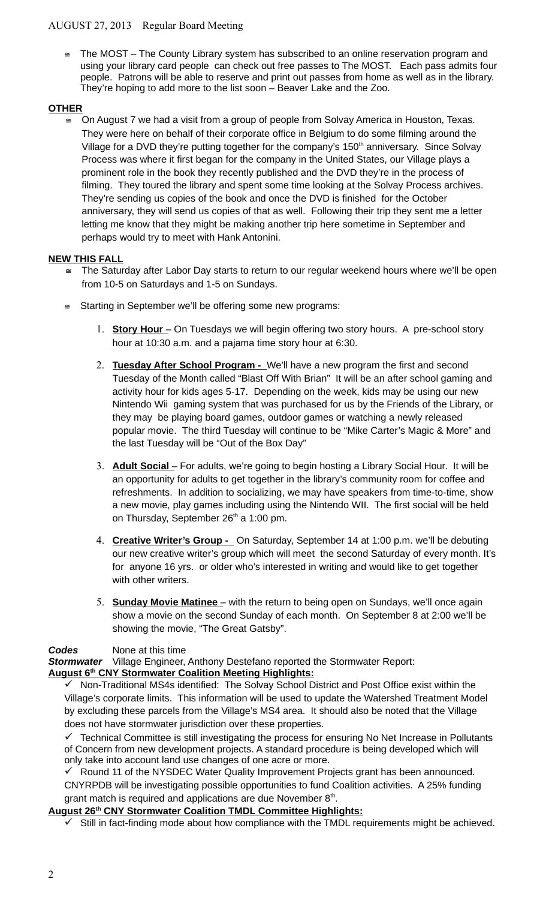- The MOST – The County Library system has subscribed to an online reservation program and using your library card people can check out free passes to The MOST. Each pass admits four people. Patrons will be able to reserve and print out passes from home as well as in the library. They're hoping to add more to the list soon – Beaver Lake and the Zoo.

**OTHER**

- On August 7 we had a visit from a group of people from Solvay America in Houston, Texas. They were here on behalf of their corporate office in Belgium to do some filming around the Village for a DVD they're putting together for the company's 150th anniversary. Since Solvay Process was where it first began for the company in the United States, our Village plays a prominent role in the book they recently published and the DVD they're in the process of filming. They toured the library and spent some time looking at the Solvay Process archives. They're sending us copies of the book and once the DVD is finished for the October anniversary, they will send us copies of that as well. Following their trip they sent me a letter letting me know that they might be making another trip here sometime in September and perhaps would try to meet with Hank Antonini.

**NEW THIS FALL**

- The Saturday after Labor Day starts to return to our regular weekend hours where we'll be open from 10-5 on Saturdays and 1-5 on Sundays.
- Starting in September we'll be offering some new programs:
  1. **Story Hour** – On Tuesdays we will begin offering two story hours. A pre-school story hour at 10:30 a.m. and a pajama time story hour at 6:30.
  2. **Tuesday After School Program -** We'll have a new program the first and second Tuesday of the Month called "Blast Off With Brian" It will be an after school gaming and activity hour for kids ages 5-17. Depending on the week, kids may be using our new Nintendo Wii gaming system that was purchased for us by the Friends of the Library, or they may be playing board games, outdoor games or watching a newly released popular movie. The third Tuesday will continue to be "Mike Carter's Magic & More" and the last Tuesday will be "Out of the Box Day"
  3. **Adult Social** – For adults, we're going to begin hosting a Library Social Hour. It will be an opportunity for adults to get together in the library's community room for coffee and refreshments. In addition to socializing, we may have speakers from time-to-time, show a new movie, play games including using the Nintendo WII. The first social will be held on Thursday, September 26th a 1:00 pm.
  4. **Creative Writer's Group -** On Saturday, September 14 at 1:00 p.m. we'll be debuting our new creative writer's group which will meet the second Saturday of every month. It's for anyone 16 yrs. or older who's interested in writing and would like to get together with other writers.
  5. **Sunday Movie Matinee** – with the return to being open on Sundays, we'll once again show a movie on the second Sunday of each month. On September 8 at 2:00 we'll be showing the movie, "The Great Gatsby".

***Codes*** None at this time

***Stormwater*** Village Engineer, Anthony Destefano reported the Stormwater Report:

**August 6th CNY Stormwater Coalition Meeting Highlights:**

- ✓ Non-Traditional MS4s identified: The Solvay School District and Post Office exist within the Village's corporate limits. This information will be used to update the Watershed Treatment Model by excluding these parcels from the Village's MS4 area. It should also be noted that the Village does not have stormwater jurisdiction over these properties.
- ✓ Technical Committee is still investigating the process for ensuring No Net Increase in Pollutants of Concern from new development projects. A standard procedure is being developed which will only take into account land use changes of one acre or more.
- ✓ Round 11 of the NYSDEC Water Quality Improvement Projects grant has been announced. CNYRPDB will be investigating possible opportunities to fund Coalition activities. A 25% funding grant match is required and applications are due November 8th.

**August 26th CNY Stormwater Coalition TMDL Committee Highlights:**

- ✓ Still in fact-finding mode about how compliance with the TMDL requirements might be achieved.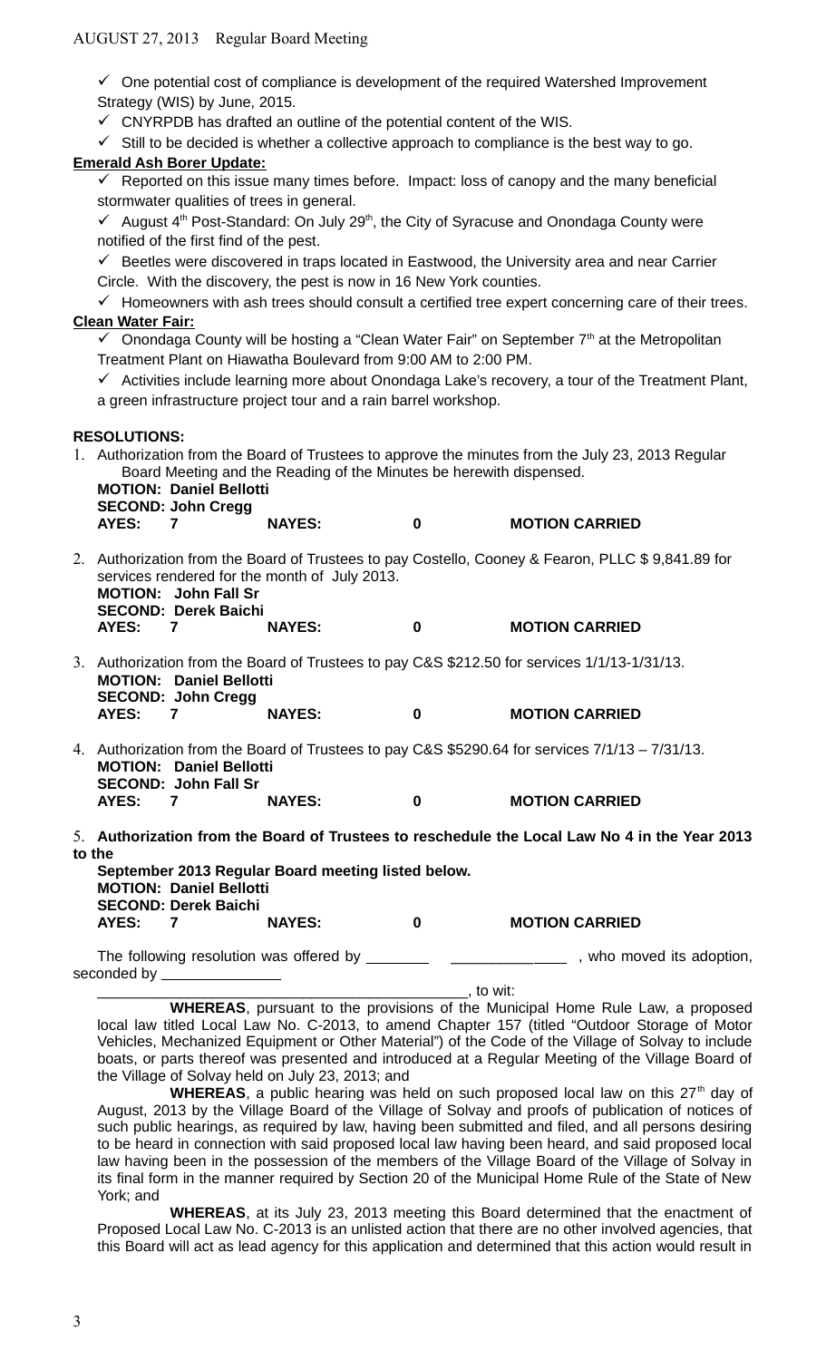- ✓ One potential cost of compliance is development of the required Watershed Improvement Strategy (WIS) by June, 2015.
- ✓ CNYRPDB has drafted an outline of the potential content of the WIS.
- ✓ Still to be decided is whether a collective approach to compliance is the best way to go.

**Emerald Ash Borer Update:**

- ✓ Reported on this issue many times before. Impact: loss of canopy and the many beneficial stormwater qualities of trees in general.
- ✓ August 4th Post-Standard: On July 29th, the City of Syracuse and Onondaga County were notified of the first find of the pest.
- ✓ Beetles were discovered in traps located in Eastwood, the University area and near Carrier Circle. With the discovery, the pest is now in 16 New York counties.
- ✓ Homeowners with ash trees should consult a certified tree expert concerning care of their trees.

**Clean Water Fair:**

- ✓ Onondaga County will be hosting a "Clean Water Fair" on September 7th at the Metropolitan Treatment Plant on Hiawatha Boulevard from 9:00 AM to 2:00 PM.
- ✓ Activities include learning more about Onondaga Lake's recovery, a tour of the Treatment Plant, a green infrastructure project tour and a rain barrel workshop.

**RESOLUTIONS:**

1. Authorization from the Board of Trustees to approve the minutes from the July 23, 2013 Regular Board Meeting and the Reading of the Minutes be herewith dispensed.
   **MOTION: Daniel Bellotti**
   **SECOND: John Cregg**
   **AYES: 7 NAYES: 0 MOTION CARRIED**

2. Authorization from the Board of Trustees to pay Costello, Cooney & Fearon, PLLC $ 9,841.89 for services rendered for the month of July 2013.
   **MOTION: John Fall Sr**
   **SECOND: Derek Baichi**
   **AYES: 7 NAYES: 0 MOTION CARRIED**

3. Authorization from the Board of Trustees to pay C&S $212.50 for services 1/1/13-1/31/13.
   **MOTION: Daniel Bellotti**
   **SECOND: John Cregg**
   **AYES: 7 NAYES: 0 MOTION CARRIED**

4. Authorization from the Board of Trustees to pay C&S $5290.64 for services 7/1/13 – 7/31/13.
   **MOTION: Daniel Bellotti**
   **SECOND: John Fall Sr**
   **AYES: 7 NAYES: 0 MOTION CARRIED**

5. **Authorization from the Board of Trustees to reschedule the Local Law No 4 in the Year 2013 to the September 2013 Regular Board meeting listed below.**
   **MOTION: Daniel Bellotti**
   **SECOND: Derek Baichi**
   **AYES: 7 NAYES: 0 MOTION CARRIED**

The following resolution was offered by ________ ______________ , who moved its adoption, seconded by ______________ ____________________________________________, to wit:

**WHEREAS**, pursuant to the provisions of the Municipal Home Rule Law, a proposed local law titled Local Law No. C-2013, to amend Chapter 157 (titled "Outdoor Storage of Motor Vehicles, Mechanized Equipment or Other Material") of the Code of the Village of Solvay to include boats, or parts thereof was presented and introduced at a Regular Meeting of the Village Board of the Village of Solvay held on July 23, 2013; and

**WHEREAS**, a public hearing was held on such proposed local law on this 27th day of August, 2013 by the Village Board of the Village of Solvay and proofs of publication of notices of such public hearings, as required by law, having been submitted and filed, and all persons desiring to be heard in connection with said proposed local law having been heard, and said proposed local law having been in the possession of the members of the Village Board of the Village of Solvay in its final form in the manner required by Section 20 of the Municipal Home Rule of the State of New York; and

**WHEREAS**, at its July 23, 2013 meeting this Board determined that the enactment of Proposed Local Law No. C-2013 is an unlisted action that there are no other involved agencies, that this Board will act as lead agency for this application and determined that this action would result in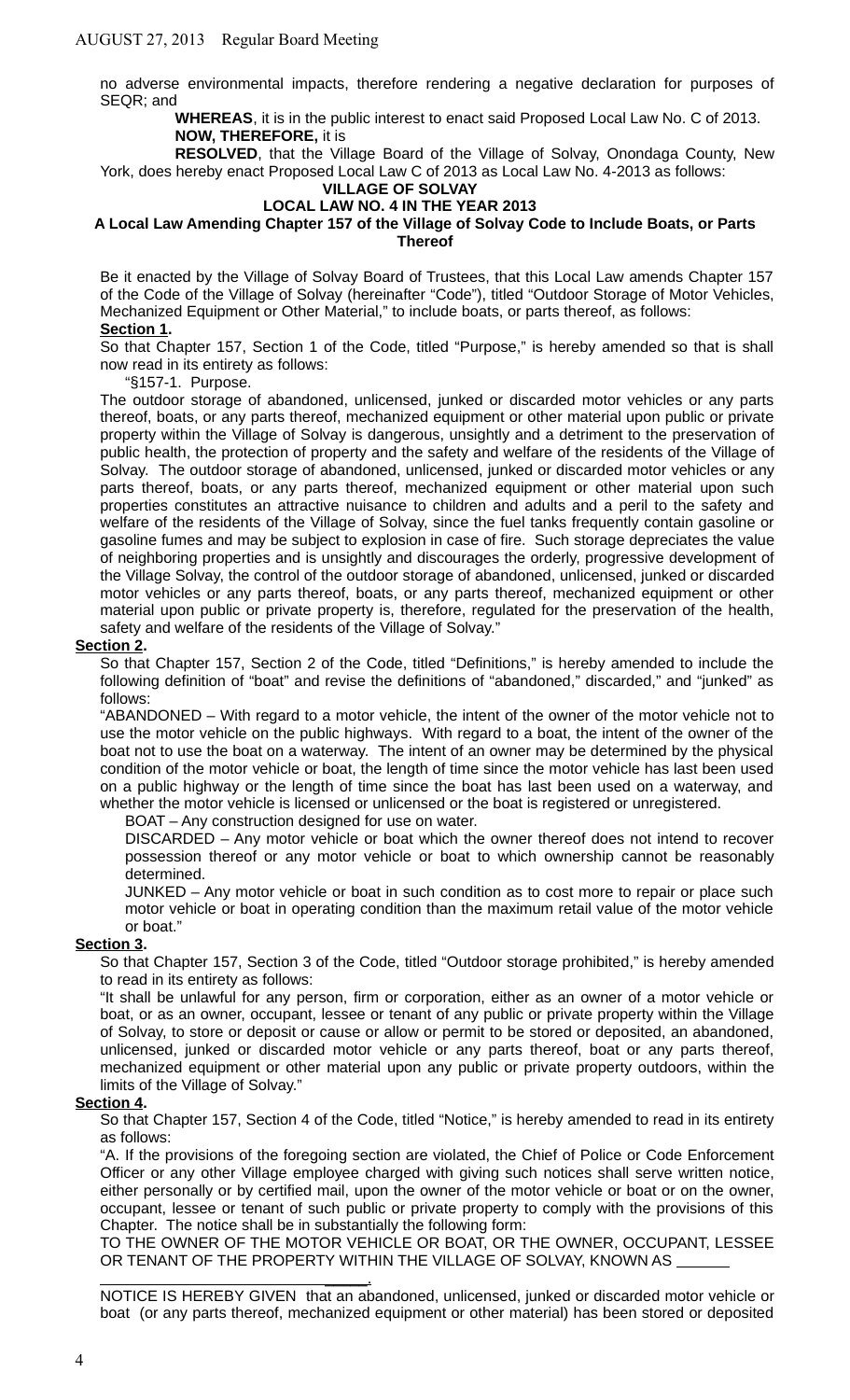no adverse environmental impacts, therefore rendering a negative declaration for purposes of SEQR; and

**WHEREAS**, it is in the public interest to enact said Proposed Local Law No. C of 2013.

**NOW, THEREFORE,** it is

**RESOLVED**, that the Village Board of the Village of Solvay, Onondaga County, New York, does hereby enact Proposed Local Law C of 2013 as Local Law No. 4-2013 as follows:

**VILLAGE OF SOLVAY**

**LOCAL LAW NO. 4 IN THE YEAR 2013**

**A Local Law Amending Chapter 157 of the Village of Solvay Code to Include Boats, or Parts Thereof**

Be it enacted by the Village of Solvay Board of Trustees, that this Local Law amends Chapter 157 of the Code of the Village of Solvay (hereinafter "Code"), titled "Outdoor Storage of Motor Vehicles, Mechanized Equipment or Other Material," to include boats, or parts thereof, as follows:

**Section 1.**

So that Chapter 157, Section 1 of the Code, titled "Purpose," is hereby amended so that is shall now read in its entirety as follows:

"§157-1. Purpose.

The outdoor storage of abandoned, unlicensed, junked or discarded motor vehicles or any parts thereof, boats, or any parts thereof, mechanized equipment or other material upon public or private property within the Village of Solvay is dangerous, unsightly and a detriment to the preservation of public health, the protection of property and the safety and welfare of the residents of the Village of Solvay. The outdoor storage of abandoned, unlicensed, junked or discarded motor vehicles or any parts thereof, boats, or any parts thereof, mechanized equipment or other material upon such properties constitutes an attractive nuisance to children and adults and a peril to the safety and welfare of the residents of the Village of Solvay, since the fuel tanks frequently contain gasoline or gasoline fumes and may be subject to explosion in case of fire. Such storage depreciates the value of neighboring properties and is unsightly and discourages the orderly, progressive development of the Village Solvay, the control of the outdoor storage of abandoned, unlicensed, junked or discarded motor vehicles or any parts thereof, boats, or any parts thereof, mechanized equipment or other material upon public or private property is, therefore, regulated for the preservation of the health, safety and welfare of the residents of the Village of Solvay."

**Section 2.**

So that Chapter 157, Section 2 of the Code, titled "Definitions," is hereby amended to include the following definition of "boat" and revise the definitions of "abandoned," discarded," and "junked" as follows:

"ABANDONED – With regard to a motor vehicle, the intent of the owner of the motor vehicle not to use the motor vehicle on the public highways. With regard to a boat, the intent of the owner of the boat not to use the boat on a waterway. The intent of an owner may be determined by the physical condition of the motor vehicle or boat, the length of time since the motor vehicle has last been used on a public highway or the length of time since the boat has last been used on a waterway, and whether the motor vehicle is licensed or unlicensed or the boat is registered or unregistered.

BOAT – Any construction designed for use on water.

DISCARDED – Any motor vehicle or boat which the owner thereof does not intend to recover possession thereof or any motor vehicle or boat to which ownership cannot be reasonably determined.

JUNKED – Any motor vehicle or boat in such condition as to cost more to repair or place such motor vehicle or boat in operating condition than the maximum retail value of the motor vehicle or boat."

**Section 3.**

So that Chapter 157, Section 3 of the Code, titled "Outdoor storage prohibited," is hereby amended to read in its entirety as follows:

"It shall be unlawful for any person, firm or corporation, either as an owner of a motor vehicle or boat, or as an owner, occupant, lessee or tenant of any public or private property within the Village of Solvay, to store or deposit or cause or allow or permit to be stored or deposited, an abandoned, unlicensed, junked or discarded motor vehicle or any parts thereof, boat or any parts thereof, mechanized equipment or other material upon any public or private property outdoors, within the limits of the Village of Solvay."

**Section 4.**

So that Chapter 157, Section 4 of the Code, titled "Notice," is hereby amended to read in its entirety as follows:

"A. If the provisions of the foregoing section are violated, the Chief of Police or Code Enforcement Officer or any other Village employee charged with giving such notices shall serve written notice, either personally or by certified mail, upon the owner of the motor vehicle or boat or on the owner, occupant, lessee or tenant of such public or private property to comply with the provisions of this Chapter. The notice shall be in substantially the following form:

TO THE OWNER OF THE MOTOR VEHICLE OR BOAT, OR THE OWNER, OCCUPANT, LESSEE OR TENANT OF THE PROPERTY WITHIN THE VILLAGE OF SOLVAY, KNOWN AS ______

______________________________.

NOTICE IS HEREBY GIVEN that an abandoned, unlicensed, junked or discarded motor vehicle or boat (or any parts thereof, mechanized equipment or other material) has been stored or deposited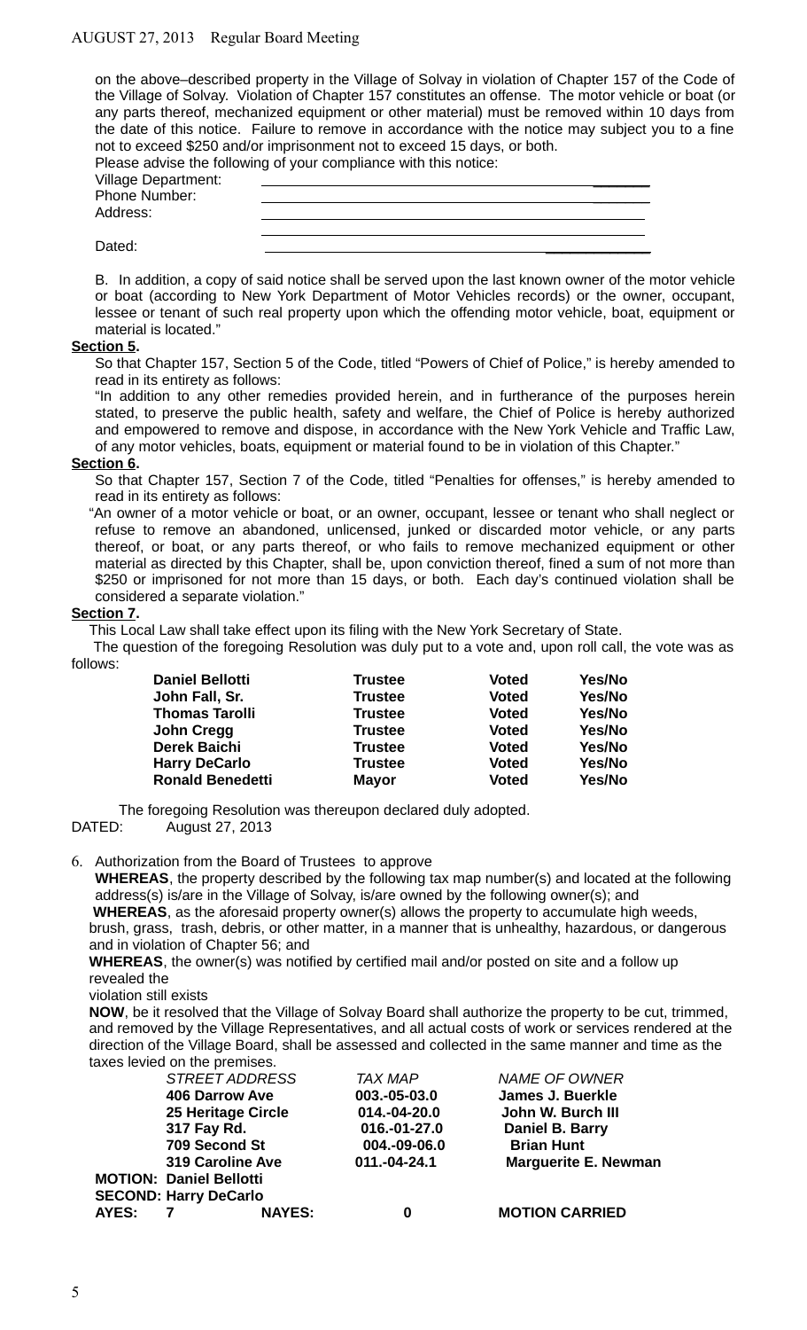on the above–described property in the Village of Solvay in violation of Chapter 157 of the Code of the Village of Solvay. Violation of Chapter 157 constitutes an offense. The motor vehicle or boat (or any parts thereof, mechanized equipment or other material) must be removed within 10 days from the date of this notice. Failure to remove in accordance with the notice may subject you to a fine not to exceed $250 and/or imprisonment not to exceed 15 days, or both.

Please advise the following of your compliance with this notice:

Village Department: ________________________________

Phone Number: ________________________________

Address: ________________________________

________________________________

Dated: ________________________________

B. In addition, a copy of said notice shall be served upon the last known owner of the motor vehicle or boat (according to New York Department of Motor Vehicles records) or the owner, occupant, lessee or tenant of such real property upon which the offending motor vehicle, boat, equipment or material is located."

**Section 5.**

So that Chapter 157, Section 5 of the Code, titled "Powers of Chief of Police," is hereby amended to read in its entirety as follows:

"In addition to any other remedies provided herein, and in furtherance of the purposes herein stated, to preserve the public health, safety and welfare, the Chief of Police is hereby authorized and empowered to remove and dispose, in accordance with the New York Vehicle and Traffic Law, of any motor vehicles, boats, equipment or material found to be in violation of this Chapter."

**Section 6.**

So that Chapter 157, Section 7 of the Code, titled "Penalties for offenses," is hereby amended to read in its entirety as follows:

"An owner of a motor vehicle or boat, or an owner, occupant, lessee or tenant who shall neglect or refuse to remove an abandoned, unlicensed, junked or discarded motor vehicle, or any parts thereof, or boat, or any parts thereof, or who fails to remove mechanized equipment or other material as directed by this Chapter, shall be, upon conviction thereof, fined a sum of not more than $250 or imprisoned for not more than 15 days, or both. Each day's continued violation shall be considered a separate violation."

**Section 7.**

This Local Law shall take effect upon its filing with the New York Secretary of State.

The question of the foregoing Resolution was duly put to a vote and, upon roll call, the vote was as follows:

| | | | |
|---|---|---|---|
| **Daniel Bellotti** | **Trustee** | **Voted** | **Yes/No** |
| **John Fall, Sr.** | **Trustee** | **Voted** | **Yes/No** |
| **Thomas Tarolli** | **Trustee** | **Voted** | **Yes/No** |
| **John Cregg** | **Trustee** | **Voted** | **Yes/No** |
| **Derek Baichi** | **Trustee** | **Voted** | **Yes/No** |
| **Harry DeCarlo** | **Trustee** | **Voted** | **Yes/No** |
| **Ronald Benedetti** | **Mayor** | **Voted** | **Yes/No** |

The foregoing Resolution was thereupon declared duly adopted.

DATED: August 27, 2013

6. Authorization from the Board of Trustees to approve

**WHEREAS**, the property described by the following tax map number(s) and located at the following address(s) is/are in the Village of Solvay, is/are owned by the following owner(s); and

**WHEREAS**, as the aforesaid property owner(s) allows the property to accumulate high weeds, brush, grass, trash, debris, or other matter, in a manner that is unhealthy, hazardous, or dangerous and in violation of Chapter 56; and

**WHEREAS**, the owner(s) was notified by certified mail and/or posted on site and a follow up revealed the violation still exists

**NOW**, be it resolved that the Village of Solvay Board shall authorize the property to be cut, trimmed, and removed by the Village Representatives, and all actual costs of work or services rendered at the direction of the Village Board, shall be assessed and collected in the same manner and time as the taxes levied on the premises.

| *STREET ADDRESS* | *TAX MAP* | *NAME OF OWNER* |
|---|---|---|
| **406 Darrow Ave** | **003.-05-03.0** | **James J. Buerkle** |
| **25 Heritage Circle** | **014.-04-20.0** | **John W. Burch III** |
| **317 Fay Rd.** | **016.-01-27.0** | **Daniel B. Barry** |
| **709 Second St** | **004.-09-06.0** | **Brian Hunt** |
| **319 Caroline Ave** | **011.-04-24.1** | **Marguerite E. Newman** |

**MOTION: Daniel Bellotti**

**SECOND: Harry DeCarlo**

**AYES: 7 NAYES: 0 MOTION CARRIED**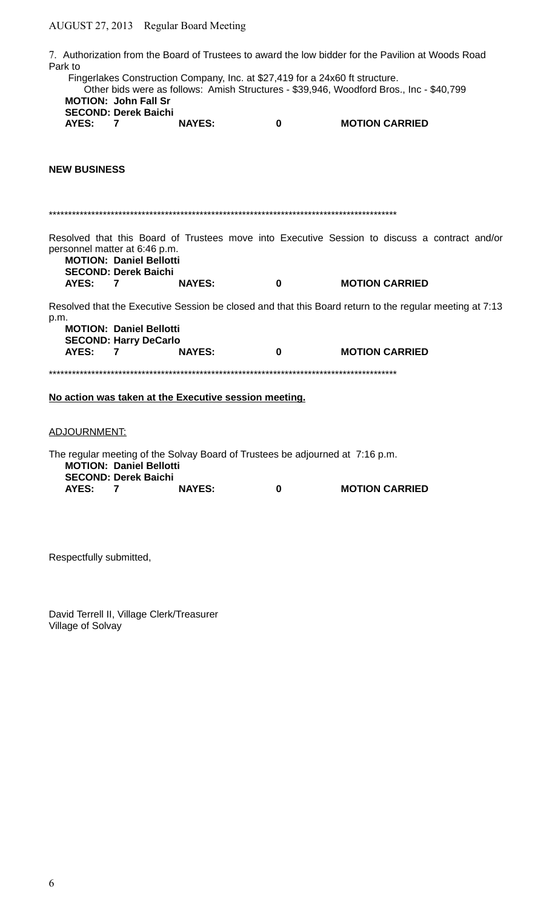7. Authorization from the Board of Trustees to award the low bidder for the Pavilion at Woods Road Park to
Fingerlakes Construction Company, Inc. at $27,419 for a 24x60 ft structure.
Other bids were as follows: Amish Structures - $39,946, Woodford Bros., Inc - $40,799

**MOTION: John Fall Sr**
**SECOND: Derek Baichi**
**AYES: 7 NAYES: 0 MOTION CARRIED**

**NEW BUSINESS**

*******************************************************************************************

Resolved that this Board of Trustees move into Executive Session to discuss a contract and/or personnel matter at 6:46 p.m.

**MOTION: Daniel Bellotti**
**SECOND: Derek Baichi**
**AYES: 7 NAYES: 0 MOTION CARRIED**

Resolved that the Executive Session be closed and that this Board return to the regular meeting at 7:13 p.m.

**MOTION: Daniel Bellotti**
**SECOND: Harry DeCarlo**
**AYES: 7 NAYES: 0 MOTION CARRIED**

*******************************************************************************************

**No action was taken at the Executive session meeting.**

ADJOURNMENT:

The regular meeting of the Solvay Board of Trustees be adjourned at 7:16 p.m.

**MOTION: Daniel Bellotti**
**SECOND: Derek Baichi**
**AYES: 7 NAYES: 0 MOTION CARRIED**

Respectfully submitted,

David Terrell II, Village Clerk/Treasurer
Village of Solvay